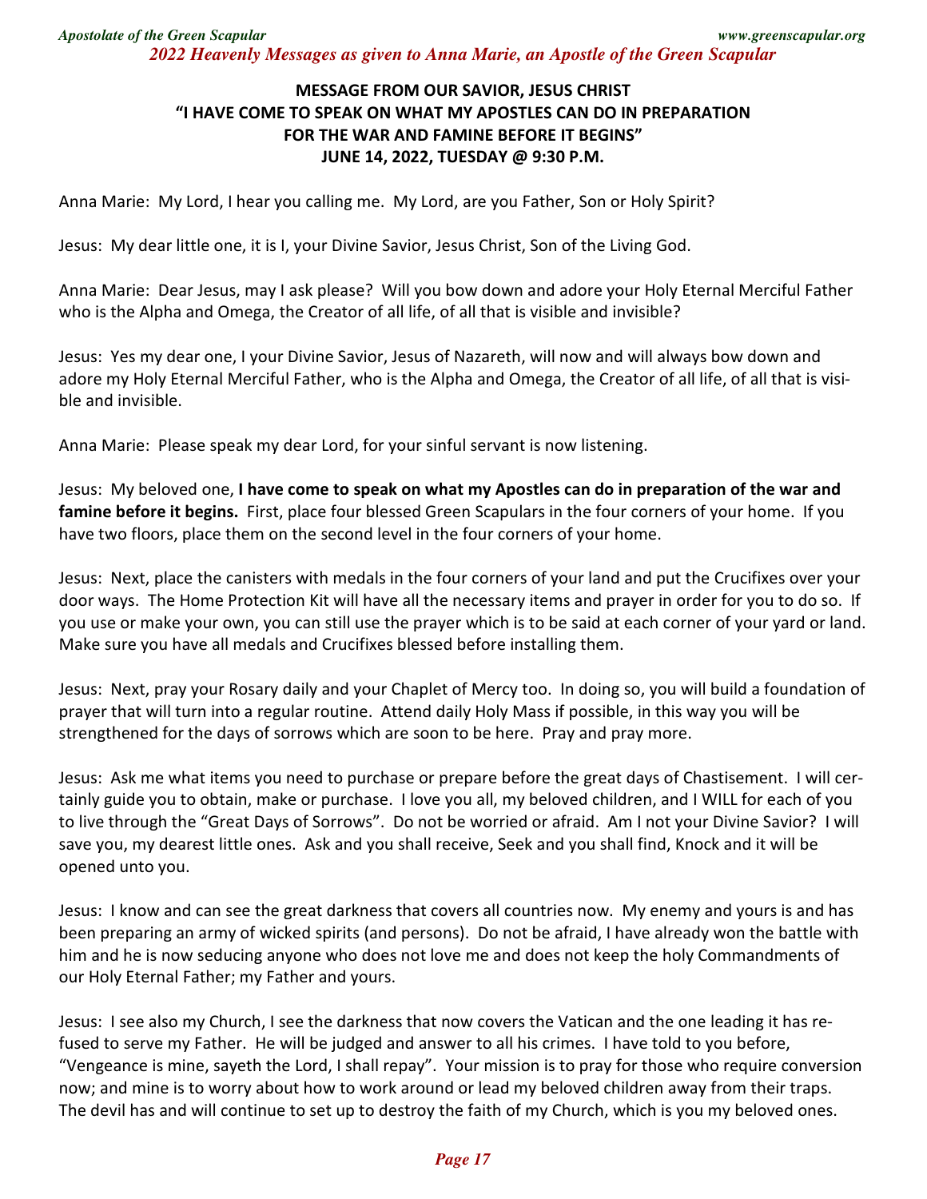### MESSAGE FROM OUR SAVIOR, JESUS CHRIST
### "I HAVE COME TO SPEAK ON WHAT MY APOSTLES CAN DO IN PREPARATION FOR THE WAR AND FAMINE BEFORE IT BEGINS"
### JUNE 14, 2022, TUESDAY @ 9:30 P.M.

Anna Marie: My Lord, I hear you calling me. My Lord, are you Father, Son or Holy Spirit?

Jesus: My dear little one, it is I, your Divine Savior, Jesus Christ, Son of the Living God.

Anna Marie: Dear Jesus, may I ask please? Will you bow down and adore your Holy Eternal Merciful Father who is the Alpha and Omega, the Creator of all life, of all that is visible and invisible?

Jesus: Yes my dear one, I your Divine Savior, Jesus of Nazareth, will now and will always bow down and adore my Holy Eternal Merciful Father, who is the Alpha and Omega, the Creator of all life, of all that is visible and invisible.

Anna Marie: Please speak my dear Lord, for your sinful servant is now listening.

Jesus: My beloved one, **I have come to speak on what my Apostles can do in preparation of the war and famine before it begins.** First, place four blessed Green Scapulars in the four corners of your home. If you have two floors, place them on the second level in the four corners of your home.

Jesus: Next, place the canisters with medals in the four corners of your land and put the Crucifixes over your door ways. The Home Protection Kit will have all the necessary items and prayer in order for you to do so. If you use or make your own, you can still use the prayer which is to be said at each corner of your yard or land. Make sure you have all medals and Crucifixes blessed before installing them.

Jesus: Next, pray your Rosary daily and your Chaplet of Mercy too. In doing so, you will build a foundation of prayer that will turn into a regular routine. Attend daily Holy Mass if possible, in this way you will be strengthened for the days of sorrows which are soon to be here. Pray and pray more.

Jesus: Ask me what items you need to purchase or prepare before the great days of Chastisement. I will certainly guide you to obtain, make or purchase. I love you all, my beloved children, and I WILL for each of you to live through the "Great Days of Sorrows". Do not be worried or afraid. Am I not your Divine Savior? I will save you, my dearest little ones. Ask and you shall receive, Seek and you shall find, Knock and it will be opened unto you.

Jesus: I know and can see the great darkness that covers all countries now. My enemy and yours is and has been preparing an army of wicked spirits (and persons). Do not be afraid, I have already won the battle with him and he is now seducing anyone who does not love me and does not keep the holy Commandments of our Holy Eternal Father; my Father and yours.

Jesus: I see also my Church, I see the darkness that now covers the Vatican and the one leading it has refused to serve my Father. He will be judged and answer to all his crimes. I have told to you before, "Vengeance is mine, sayeth the Lord, I shall repay". Your mission is to pray for those who require conversion now; and mine is to worry about how to work around or lead my beloved children away from their traps. The devil has and will continue to set up to destroy the faith of my Church, which is you my beloved ones.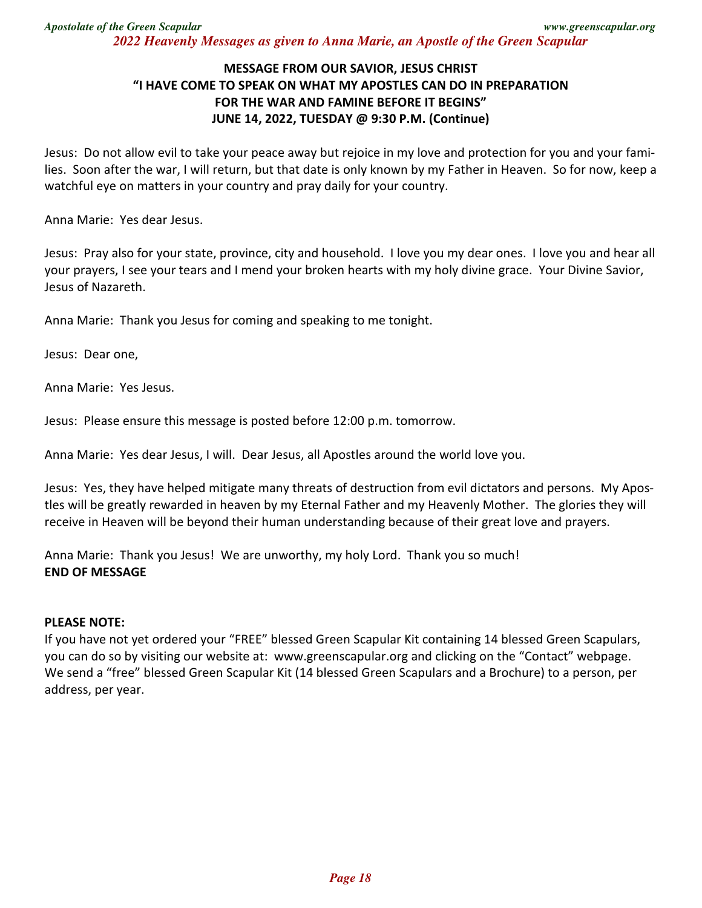## MESSAGE FROM OUR SAVIOR, JESUS CHRIST
## "I HAVE COME TO SPEAK ON WHAT MY APOSTLES CAN DO IN PREPARATION FOR THE WAR AND FAMINE BEFORE IT BEGINS"
## JUNE 14, 2022, TUESDAY @ 9:30 P.M. (Continue)

Jesus: Do not allow evil to take your peace away but rejoice in my love and protection for you and your families. Soon after the war, I will return, but that date is only known by my Father in Heaven. So for now, keep a watchful eye on matters in your country and pray daily for your country.

Anna Marie: Yes dear Jesus.

Jesus: Pray also for your state, province, city and household. I love you my dear ones. I love you and hear all your prayers, I see your tears and I mend your broken hearts with my holy divine grace. Your Divine Savior, Jesus of Nazareth.

Anna Marie: Thank you Jesus for coming and speaking to me tonight.

Jesus: Dear one,

Anna Marie: Yes Jesus.

Jesus: Please ensure this message is posted before 12:00 p.m. tomorrow.

Anna Marie: Yes dear Jesus, I will. Dear Jesus, all Apostles around the world love you.

Jesus: Yes, they have helped mitigate many threats of destruction from evil dictators and persons. My Apostles will be greatly rewarded in heaven by my Eternal Father and my Heavenly Mother. The glories they will receive in Heaven will be beyond their human understanding because of their great love and prayers.

Anna Marie: Thank you Jesus! We are unworthy, my holy Lord. Thank you so much!
**END OF MESSAGE**

**PLEASE NOTE:**
If you have not yet ordered your "FREE" blessed Green Scapular Kit containing 14 blessed Green Scapulars, you can do so by visiting our website at: www.greenscapular.org and clicking on the "Contact" webpage. We send a "free" blessed Green Scapular Kit (14 blessed Green Scapulars and a Brochure) to a person, per address, per year.